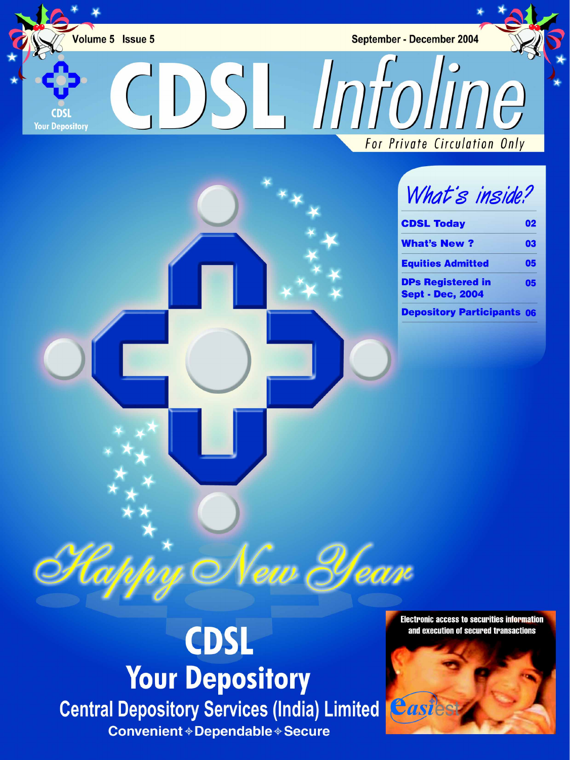Volume 5 Issue 5

September - December 2004

# CDSL Infoline

For Private Circulation Only

CDSL
Your Depository

## What's inside?

| | |
|---|---|
| CDSL Today | 02 |
| What's New ? | 03 |
| Equities Admitted | 05 |
| DPs Registered in Sept - Dec, 2004 | 05 |
| Depository Participants | 06 |

Happy New Year

## CDSL

## Your Depository

Central Depository Services (India) Limited

Convenient ✦ Dependable ✦ Secure

Electronic access to securities information and execution of secured transactions

easiest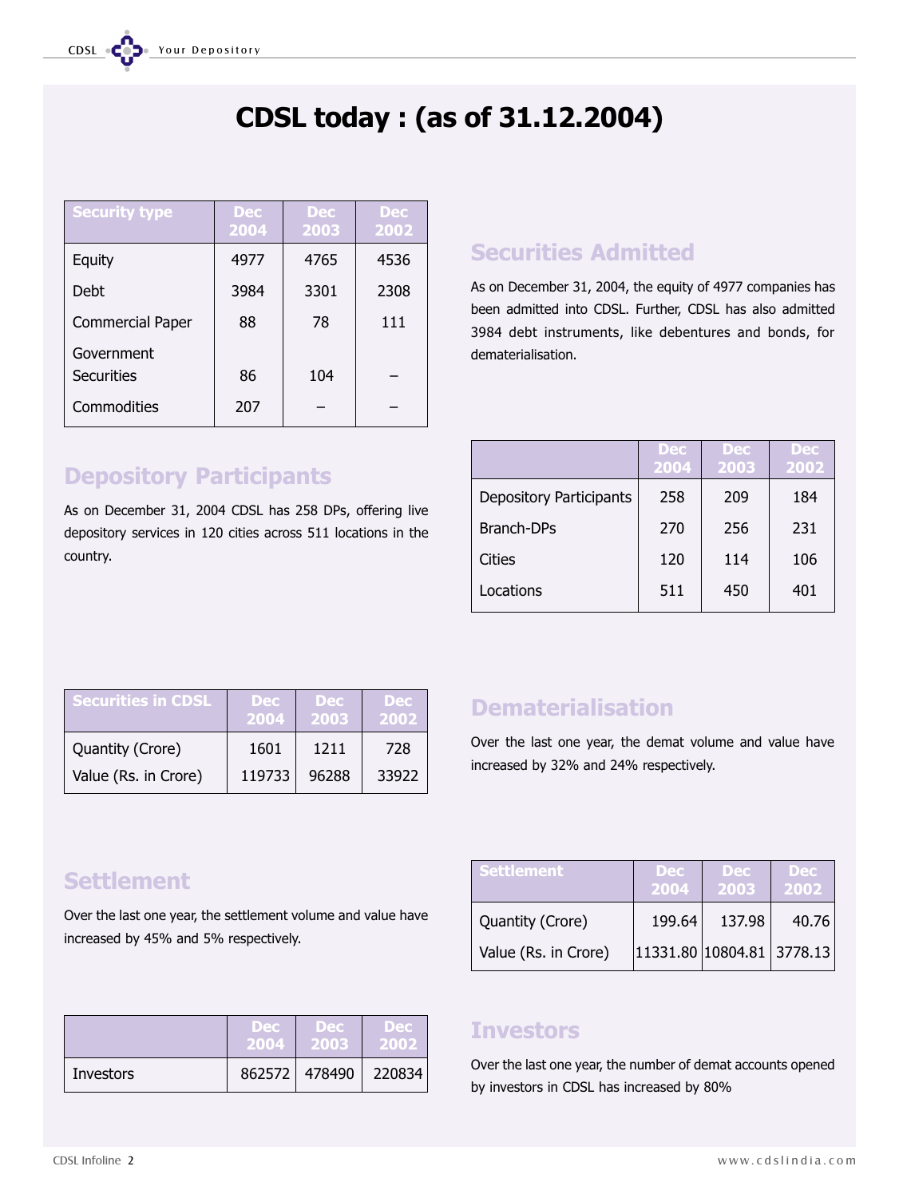# CDSL today : (as of 31.12.2004)

| Security type | Dec 2004 | Dec 2003 | Dec 2002 |
|---|---|---|---|
| Equity | 4977 | 4765 | 4536 |
| Debt | 3984 | 3301 | 2308 |
| Commercial Paper | 88 | 78 | 111 |
| Government Securities | 86 | 104 | – |
| Commodities | 207 | – | – |

## Securities Admitted

As on December 31, 2004, the equity of 4977 companies has been admitted into CDSL. Further, CDSL has also admitted 3984 debt instruments, like debentures and bonds, for dematerialisation.

## Depository Participants

As on December 31, 2004 CDSL has 258 DPs, offering live depository services in 120 cities across 511 locations in the country.

| | Dec 2004 | Dec 2003 | Dec 2002 |
|---|---|---|---|
| Depository Participants | 258 | 209 | 184 |
| Branch-DPs | 270 | 256 | 231 |
| Cities | 120 | 114 | 106 |
| Locations | 511 | 450 | 401 |

| Securities in CDSL | Dec 2004 | Dec 2003 | Dec 2002 |
|---|---|---|---|
| Quantity (Crore) | 1601 | 1211 | 728 |
| Value (Rs. in Crore) | 119733 | 96288 | 33922 |

## Dematerialisation

Over the last one year, the demat volume and value have increased by 32% and 24% respectively.

## Settlement

Over the last one year, the settlement volume and value have increased by 45% and 5% respectively.

| Settlement | Dec 2004 | Dec 2003 | Dec 2002 |
|---|---|---|---|
| Quantity (Crore) | 199.64 | 137.98 | 40.76 |
| Value (Rs. in Crore) | 11331.80 | 10804.81 | 3778.13 |

| | Dec 2004 | Dec 2003 | Dec 2002 |
|---|---|---|---|
| Investors | 862572 | 478490 | 220834 |

## Investors

Over the last one year, the number of demat accounts opened by investors in CDSL has increased by 80%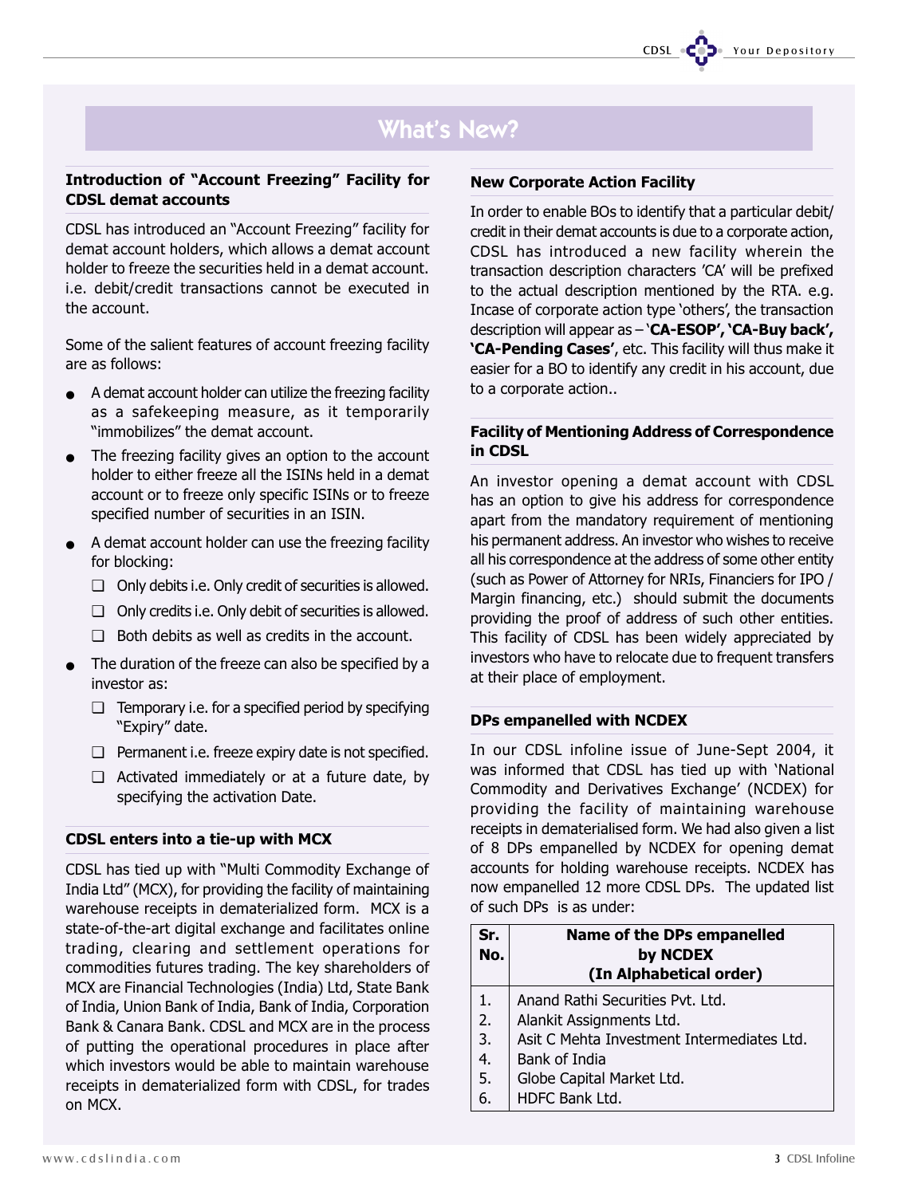# What's New?

## Introduction of "Account Freezing" Facility for CDSL demat accounts

CDSL has introduced an "Account Freezing" facility for demat account holders, which allows a demat account holder to freeze the securities held in a demat account. i.e. debit/credit transactions cannot be executed in the account.

Some of the salient features of account freezing facility are as follows:

- A demat account holder can utilize the freezing facility as a safekeeping measure, as it temporarily "immobilizes" the demat account.
- The freezing facility gives an option to the account holder to either freeze all the ISINs held in a demat account or to freeze only specific ISINs or to freeze specified number of securities in an ISIN.
- A demat account holder can use the freezing facility for blocking:
  - ❑ Only debits i.e. Only credit of securities is allowed.
  - ❑ Only credits i.e. Only debit of securities is allowed.
  - ❑ Both debits as well as credits in the account.
- The duration of the freeze can also be specified by a investor as:
  - ❑ Temporary i.e. for a specified period by specifying "Expiry" date.
  - ❑ Permanent i.e. freeze expiry date is not specified.
  - ❑ Activated immediately or at a future date, by specifying the activation Date.

## CDSL enters into a tie-up with MCX

CDSL has tied up with "Multi Commodity Exchange of India Ltd" (MCX), for providing the facility of maintaining warehouse receipts in dematerialized form. MCX is a state-of-the-art digital exchange and facilitates online trading, clearing and settlement operations for commodities futures trading. The key shareholders of MCX are Financial Technologies (India) Ltd, State Bank of India, Union Bank of India, Bank of India, Corporation Bank & Canara Bank. CDSL and MCX are in the process of putting the operational procedures in place after which investors would be able to maintain warehouse receipts in dematerialized form with CDSL, for trades on MCX.

## New Corporate Action Facility

In order to enable BOs to identify that a particular debit/credit in their demat accounts is due to a corporate action, CDSL has introduced a new facility wherein the transaction description characters 'CA' will be prefixed to the actual description mentioned by the RTA. e.g. Incase of corporate action type 'others', the transaction description will appear as – **'CA-ESOP', 'CA-Buy back', 'CA-Pending Cases'**, etc. This facility will thus make it easier for a BO to identify any credit in his account, due to a corporate action..

## Facility of Mentioning Address of Correspondence in CDSL

An investor opening a demat account with CDSL has an option to give his address for correspondence apart from the mandatory requirement of mentioning his permanent address. An investor who wishes to receive all his correspondence at the address of some other entity (such as Power of Attorney for NRIs, Financiers for IPO / Margin financing, etc.) should submit the documents providing the proof of address of such other entities. This facility of CDSL has been widely appreciated by investors who have to relocate due to frequent transfers at their place of employment.

## DPs empanelled with NCDEX

In our CDSL infoline issue of June-Sept 2004, it was informed that CDSL has tied up with 'National Commodity and Derivatives Exchange' (NCDEX) for providing the facility of maintaining warehouse receipts in dematerialised form. We had also given a list of 8 DPs empanelled by NCDEX for opening demat accounts for holding warehouse receipts. NCDEX has now empanelled 12 more CDSL DPs. The updated list of such DPs is as under:

| Sr. No. | Name of the DPs empanelled by NCDEX (In Alphabetical order) |
|---|---|
| 1. | Anand Rathi Securities Pvt. Ltd. |
| 2. | Alankit Assignments Ltd. |
| 3. | Asit C Mehta Investment Intermediates Ltd. |
| 4. | Bank of India |
| 5. | Globe Capital Market Ltd. |
| 6. | HDFC Bank Ltd. |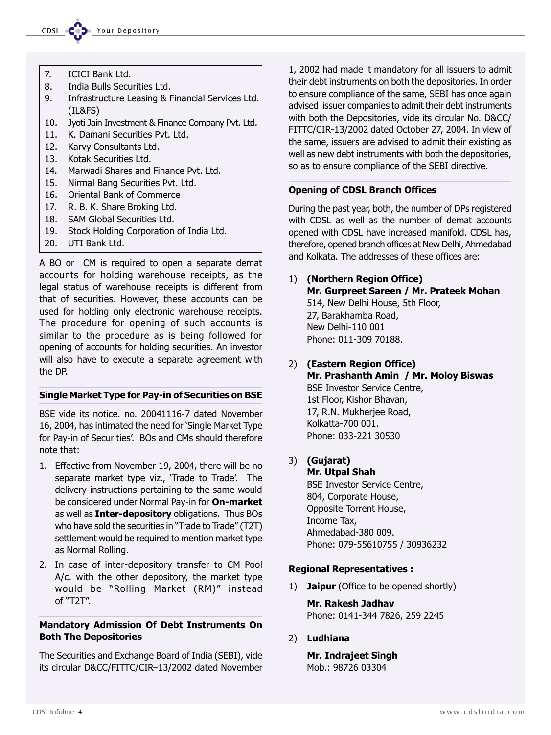| | |
|---|---|
| 7. | ICICI Bank Ltd. |
| 8. | India Bulls Securities Ltd. |
| 9. | Infrastructure Leasing & Financial Services Ltd. (IL&FS) |
| 10. | Jyoti Jain Investment & Finance Company Pvt. Ltd. |
| 11. | K. Damani Securities Pvt. Ltd. |
| 12. | Karvy Consultants Ltd. |
| 13. | Kotak Securities Ltd. |
| 14. | Marwadi Shares and Finance Pvt. Ltd. |
| 15. | Nirmal Bang Securities Pvt. Ltd. |
| 16. | Oriental Bank of Commerce |
| 17. | R. B. K. Share Broking Ltd. |
| 18. | SAM Global Securities Ltd. |
| 19. | Stock Holding Corporation of India Ltd. |
| 20. | UTI Bank Ltd. |

A BO or CM is required to open a separate demat accounts for holding warehouse receipts, as the legal status of warehouse receipts is different from that of securities. However, these accounts can be used for holding only electronic warehouse receipts. The procedure for opening of such accounts is similar to the procedure as is being followed for opening of accounts for holding securities. An investor will also have to execute a separate agreement with the DP.

### Single Market Type for Pay-in of Securities on BSE

BSE vide its notice. no. 20041116-7 dated November 16, 2004, has intimated the need for 'Single Market Type for Pay-in of Securities'. BOs and CMs should therefore note that:

1. Effective from November 19, 2004, there will be no separate market type viz., 'Trade to Trade'. The delivery instructions pertaining to the same would be considered under Normal Pay-in for **On-market** as well as **Inter-depository** obligations. Thus BOs who have sold the securities in "Trade to Trade" (T2T) settlement would be required to mention market type as Normal Rolling.
2. In case of inter-depository transfer to CM Pool A/c. with the other depository, the market type would be "Rolling Market (RM)" instead of "T2T".

### Mandatory Admission Of Debt Instruments On Both The Depositories

The Securities and Exchange Board of India (SEBI), vide its circular D&CC/FITTC/CIR–13/2002 dated November 1, 2002 had made it mandatory for all issuers to admit their debt instruments on both the depositories. In order to ensure compliance of the same, SEBI has once again advised issuer companies to admit their debt instruments with both the Depositories, vide its circular No. D&CC/FITTC/CIR-13/2002 dated October 27, 2004. In view of the same, issuers are advised to admit their existing as well as new debt instruments with both the depositories, so as to ensure compliance of the SEBI directive.

### Opening of CDSL Branch Offices

During the past year, both, the number of DPs registered with CDSL as well as the number of demat accounts opened with CDSL have increased manifold. CDSL has, therefore, opened branch offices at New Delhi, Ahmedabad and Kolkata. The addresses of these offices are:

1) **(Northern Region Office)**
   **Mr. Gurpreet Sareen / Mr. Prateek Mohan**
   514, New Delhi House, 5th Floor,
   27, Barakhamba Road,
   New Delhi-110 001
   Phone: 011-309 70188.

2) **(Eastern Region Office)**
   **Mr. Prashanth Amin / Mr. Moloy Biswas**
   BSE Investor Service Centre,
   1st Floor, Kishor Bhavan,
   17, R.N. Mukherjee Road,
   Kolkatta-700 001.
   Phone: 033-221 30530

3) **(Gujarat)**
   **Mr. Utpal Shah**
   BSE Investor Service Centre,
   804, Corporate House,
   Opposite Torrent House,
   Income Tax,
   Ahmedabad-380 009.
   Phone: 079-55610755 / 30936232

### Regional Representatives :

1) **Jaipur** (Office to be opened shortly)

   **Mr. Rakesh Jadhav**
   Phone: 0141-344 7826, 259 2245

2) **Ludhiana**

   **Mr. Indrajeet Singh**
   Mob.: 98726 03304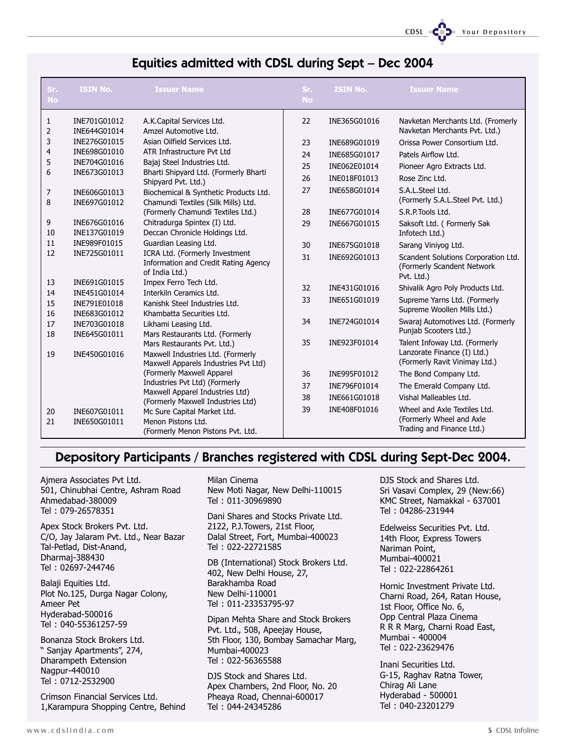## Equities admitted with CDSL during Sept – Dec 2004

| Sr. No | ISIN No. | Issuer Name | Sr. No | ISIN No. | Issuer Name |
|---|---|---|---|---|---|
| 1 | INE701G01012 | A.K.Capital Services Ltd. | 22 | INE365G01016 | Navketan Merchants Ltd. (Fromerly Navketan Merchants Pvt. Ltd.) |
| 2 | INE644G01014 | Amzel Automotive Ltd. | 23 | INE689G01019 | Orissa Power Consortium Ltd. |
| 3 | INE276G01015 | Asian Oilfield Services Ltd. | 24 | INE685G01017 | Patels Airflow Ltd. |
| 4 | INE698G01010 | ATR Infrastructure Pvt Ltd | 25 | INE062E01014 | Pioneer Agro Extracts Ltd. |
| 5 | INE704G01016 | Bajaj Steel Industries Ltd. | 26 | INE018F01013 | Rose Zinc Ltd. |
| 6 | INE673G01013 | Bharti Shipyard Ltd. (Formerly Bharti Shipyard Pvt. Ltd.) | 27 | INE658G01014 | S.A.L.Steel Ltd. (Formerly S.A.L.Steel Pvt. Ltd.) |
| 7 | INE606G01013 | Biochemical & Synthetic Products Ltd. | 28 | INE677G01014 | S.R.P.Tools Ltd. |
| 8 | INE697G01012 | Chamundi Textiles (Silk Mills) Ltd. (Formerly Chamundi Textiles Ltd.) | 29 | INE667G01015 | Saksoft Ltd. ( Formerly Sak Infotech Ltd.) |
| 9 | INE676G01016 | Chitradurga Spintex (I) Ltd. | 30 | INE675G01018 | Sarang Viniyog Ltd. |
| 10 | INE137G01019 | Deccan Chronicle Holdings Ltd. | 31 | INE692G01013 | Scandent Solutions Corporation Ltd. (Formerly Scandent Network Pvt. Ltd.) |
| 11 | INE989F01015 | Guardian Leasing Ltd. | 32 | INE431G01016 | Shivalik Agro Poly Products Ltd. |
| 12 | INE725G01011 | ICRA Ltd. (Formerly Investment Information and Credit Rating Agency of India Ltd.) | 33 | INE651G01019 | Supreme Yarns Ltd. (Formerly Supreme Woollen Mills Ltd.) |
| 13 | INE691G01015 | Impex Ferro Tech Ltd. | 34 | INE724G01014 | Swaraj Automotives Ltd. (Formerly Punjab Scooters Ltd.) |
| 14 | INE451G01014 | Interkiln Ceramics Ltd. | 35 | INE923F01014 | Talent Infoway Ltd. (Formerly Lanzorate Finance (I) Ltd.) (Formerly Ravit Vinimay Ltd.) |
| 15 | INE791E01018 | Kanishk Steel Industries Ltd. | 36 | INE995F01012 | The Bond Company Ltd. |
| 16 | INE683G01012 | Khambatta Securities Ltd. | 37 | INE796F01014 | The Emerald Company Ltd. |
| 17 | INE703G01018 | Likhami Leasing Ltd. | 38 | INE661G01018 | Vishal Malleables Ltd. |
| 18 | INE645G01011 | Mars Restaurants Ltd. (Formerly Mars Restaurants Pvt. Ltd.) | 39 | INE408F01016 | Wheel and Axle Textiles Ltd. (Formerly Wheel and Axle Trading and Finance Ltd.) |
| 19 | INE450G01016 | Maxwell Industries Ltd. (Formerly Maxwell Apparels Industries Pvt Ltd) (Formerly Maxwell Apparel Industries Pvt Ltd) (Formerly Maxwell Apparel Industries Ltd) (Formerly Maxwell Industries Ltd) | | | |
| 20 | INE607G01011 | Mc Sure Capital Market Ltd. | | | |
| 21 | INE650G01011 | Menon Pistons Ltd. (Formerly Menon Pistons Pvt. Ltd. | | | |

## Depository Participants / Branches registered with CDSL during Sept-Dec 2004.

Ajmera Associates Pvt Ltd.
501, Chinubhai Centre, Ashram Road
Ahmedabad-380009
Tel : 079-26578351

Apex Stock Brokers Pvt. Ltd.
C/O, Jay Jalaram Pvt. Ltd., Near Bazar
Tal-Petlad, Dist-Anand,
Dharmaj-388430
Tel : 02697-244746

Balaji Equities Ltd.
Plot No.125, Durga Nagar Colony,
Ameer Pet
Hyderabad-500016
Tel : 040-55361257-59

Bonanza Stock Brokers Ltd.
" Sanjay Apartments", 274,
Dharampeth Extension
Nagpur-440010
Tel : 0712-2532900

Crimson Financial Services Ltd.
1,Karampura Shopping Centre, Behind
Milan Cinema
New Moti Nagar, New Delhi-110015
Tel : 011-30969890

Dani Shares and Stocks Private Ltd.
2122, P.J.Towers, 21st Floor,
Dalal Street, Fort, Mumbai-400023
Tel : 022-22721585

DB (International) Stock Brokers Ltd.
402, New Delhi House, 27,
Barakhamba Road
New Delhi-110001
Tel : 011-23353795-97

Dipan Mehta Share and Stock Brokers
Pvt. Ltd., 508, Apeejay House,
5th Floor, 130, Bombay Samachar Marg,
Mumbai-400023
Tel : 022-56365588

DJS Stock and Shares Ltd.
Apex Chambers, 2nd Floor, No. 20
Pheaya Road, Chennai-600017
Tel : 044-24345286

DJS Stock and Shares Ltd.
Sri Vasavi Complex, 29 (New:66)
KMC Street, Namakkal - 637001
Tel : 04286-231944

Edelweiss Securities Pvt. Ltd.
14th Floor, Express Towers
Nariman Point,
Mumbai-400021
Tel : 022-22864261

Hornic Investment Private Ltd.
Charni Road, 264, Ratan House,
1st Floor, Office No. 6,
Opp Central Plaza Cinema
R R R Marg, Charni Road East,
Mumbai - 400004
Tel : 022-23629476

Inani Securities Ltd.
G-15, Raghav Ratna Tower,
Chirag Ali Lane
Hyderabad - 500001
Tel : 040-23201279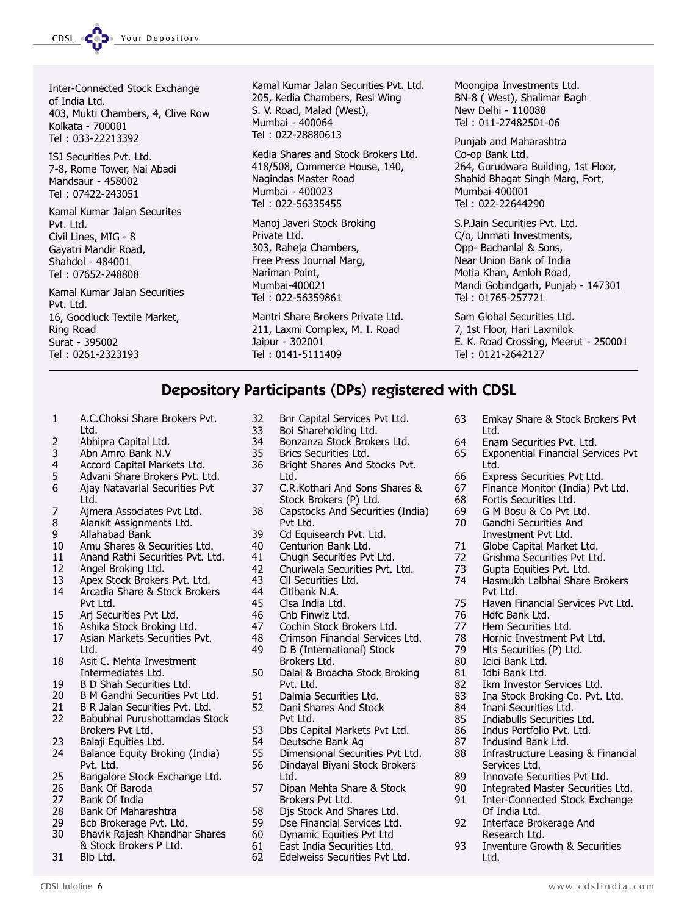Inter-Connected Stock Exchange of India Ltd.
403, Mukti Chambers, 4, Clive Row
Kolkata - 700001
Tel : 033-22213392

ISJ Securities Pvt. Ltd.
7-8, Rome Tower, Nai Abadi
Mandsaur - 458002
Tel : 07422-243051

Kamal Kumar Jalan Securites Pvt. Ltd.
Civil Lines, MIG - 8
Gayatri Mandir Road,
Shahdol - 484001
Tel : 07652-248808

Kamal Kumar Jalan Securities Pvt. Ltd.
16, Goodluck Textile Market,
Ring Road
Surat - 395002
Tel : 0261-2323193

Kamal Kumar Jalan Securities Pvt. Ltd.
205, Kedia Chambers, Resi Wing
S. V. Road, Malad (West),
Mumbai - 400064
Tel : 022-28880613

Kedia Shares and Stock Brokers Ltd.
418/508, Commerce House, 140,
Nagindas Master Road
Mumbai - 400023
Tel : 022-56335455

Manoj Javeri Stock Broking Private Ltd.
303, Raheja Chambers,
Free Press Journal Marg,
Nariman Point,
Mumbai-400021
Tel : 022-56359861

Mantri Share Brokers Private Ltd.
211, Laxmi Complex, M. I. Road
Jaipur - 302001
Tel : 0141-5111409

Moongipa Investments Ltd.
BN-8 ( West), Shalimar Bagh
New Delhi - 110088
Tel : 011-27482501-06

Punjab and Maharashtra Co-op Bank Ltd.
264, Gurudwara Building, 1st Floor,
Shahid Bhagat Singh Marg, Fort,
Mumbai-400001
Tel : 022-22644290

S.P.Jain Securities Pvt. Ltd.
C/o, Unmati Investments,
Opp- Bachanlal & Sons,
Near Union Bank of India
Motia Khan, Amloh Road,
Mandi Gobindgarh, Punjab - 147301
Tel : 01765-257721

Sam Global Securities Ltd.
7, 1st Floor, Hari Laxmilok
E. K. Road Crossing, Meerut - 250001
Tel : 0121-2642127

## Depository Participants (DPs) registered with CDSL

1. A.C.Choksi Share Brokers Pvt. Ltd.
2. Abhipra Capital Ltd.
3. Abn Amro Bank N.V
4. Accord Capital Markets Ltd.
5. Advani Share Brokers Pvt. Ltd.
6. Ajay Natavarlal Securities Pvt Ltd.
7. Ajmera Associates Pvt Ltd.
8. Alankit Assignments Ltd.
9. Allahabad Bank
10. Amu Shares & Securities Ltd.
11. Anand Rathi Securities Pvt. Ltd.
12. Angel Broking Ltd.
13. Apex Stock Brokers Pvt. Ltd.
14. Arcadia Share & Stock Brokers Pvt Ltd.
15. Arj Securities Pvt Ltd.
16. Ashika Stock Broking Ltd.
17. Asian Markets Securities Pvt. Ltd.
18. Asit C. Mehta Investment Intermediates Ltd.
19. B D Shah Securities Ltd.
20. B M Gandhi Securities Pvt Ltd.
21. B R Jalan Securities Pvt. Ltd.
22. Babubhai Purushottamdas Stock Brokers Pvt Ltd.
23. Balaji Equities Ltd.
24. Balance Equity Broking (India) Pvt. Ltd.
25. Bangalore Stock Exchange Ltd.
26. Bank Of Baroda
27. Bank Of India
28. Bank Of Maharashtra
29. Bcb Brokerage Pvt. Ltd.
30. Bhavik Rajesh Khandhar Shares & Stock Brokers P Ltd.
31. Blb Ltd.
32. Bnr Capital Services Pvt Ltd.
33. Boi Shareholding Ltd.
34. Bonzanza Stock Brokers Ltd.
35. Brics Securities Ltd.
36. Bright Shares And Stocks Pvt. Ltd.
37. C.R.Kothari And Sons Shares & Stock Brokers (P) Ltd.
38. Capstocks And Securities (India) Pvt Ltd.
39. Cd Equisearch Pvt. Ltd.
40. Centurion Bank Ltd.
41. Chugh Securities Pvt Ltd.
42. Churiwala Securities Pvt. Ltd.
43. Cil Securities Ltd.
44. Citibank N.A.
45. Clsa India Ltd.
46. Cnb Finwiz Ltd.
47. Cochin Stock Brokers Ltd.
48. Crimson Financial Services Ltd.
49. D B (International) Stock Brokers Ltd.
50. Dalal & Broacha Stock Broking Pvt. Ltd.
51. Dalmia Securities Ltd.
52. Dani Shares And Stock Pvt Ltd.
53. Dbs Capital Markets Pvt Ltd.
54. Deutsche Bank Ag
55. Dimensional Securities Pvt Ltd.
56. Dindayal Biyani Stock Brokers Ltd.
57. Dipan Mehta Share & Stock Brokers Pvt Ltd.
58. Djs Stock And Shares Ltd.
59. Dse Financial Services Ltd.
60. Dynamic Equities Pvt Ltd
61. East India Securities Ltd.
62. Edelweiss Securities Pvt Ltd.
63. Emkay Share & Stock Brokers Pvt Ltd.
64. Enam Securities Pvt. Ltd.
65. Exponential Financial Services Pvt Ltd.
66. Express Securities Pvt Ltd.
67. Finance Monitor (India) Pvt Ltd.
68. Fortis Securities Ltd.
69. G M Bosu & Co Pvt Ltd.
70. Gandhi Securities And Investment Pvt Ltd.
71. Globe Capital Market Ltd.
72. Grishma Securities Pvt Ltd.
73. Gupta Equities Pvt. Ltd.
74. Hasmukh Lalbhai Share Brokers Pvt Ltd.
75. Haven Financial Services Pvt Ltd.
76. Hdfc Bank Ltd.
77. Hem Securities Ltd.
78. Hornic Investment Pvt Ltd.
79. Hts Securities (P) Ltd.
80. Icici Bank Ltd.
81. Idbi Bank Ltd.
82. Ikm Investor Services Ltd.
83. Ina Stock Broking Co. Pvt. Ltd.
84. Inani Securities Ltd.
85. Indiabulls Securities Ltd.
86. Indus Portfolio Pvt. Ltd.
87. Indusind Bank Ltd.
88. Infrastructure Leasing & Financial Services Ltd.
89. Innovate Securities Pvt Ltd.
90. Integrated Master Securities Ltd.
91. Inter-Connected Stock Exchange Of India Ltd.
92. Interface Brokerage And Research Ltd.
93. Inventure Growth & Securities Ltd.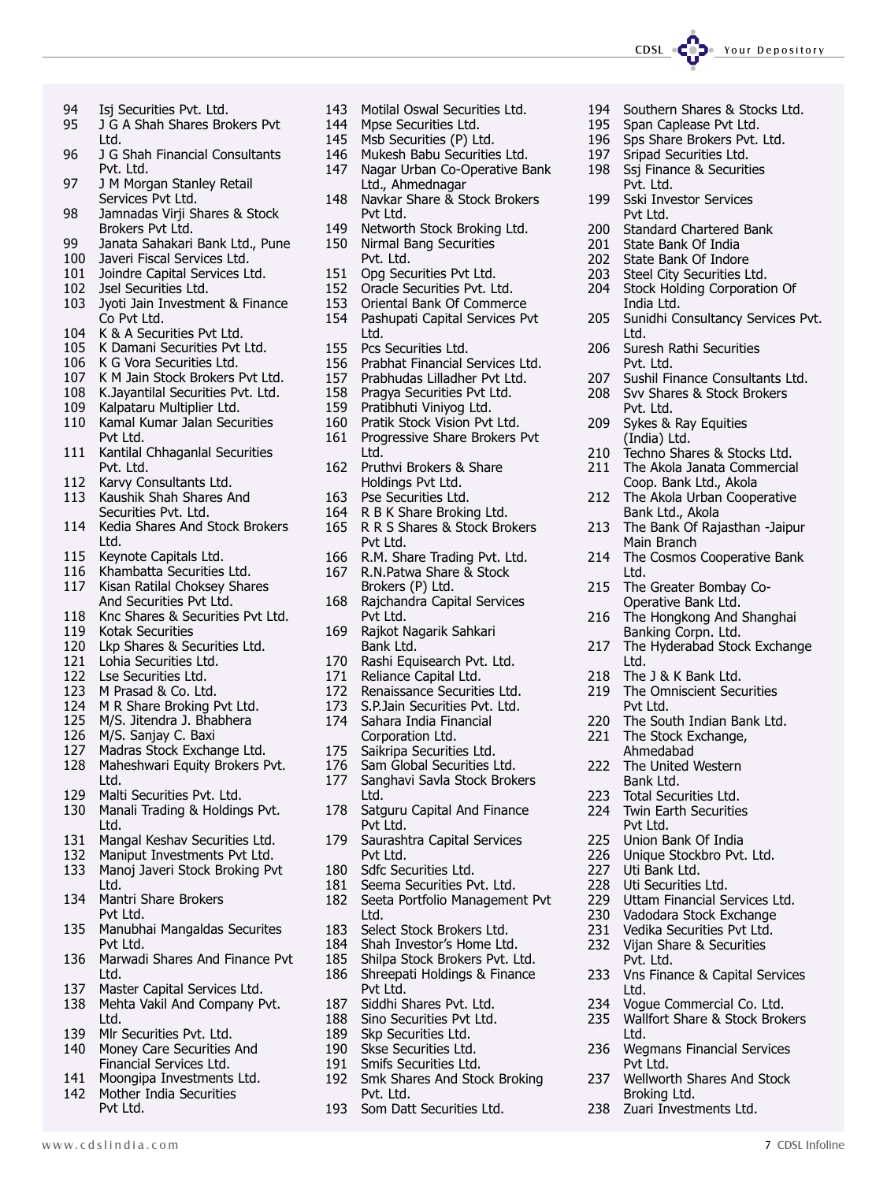94 Isj Securities Pvt. Ltd.
95 J G A Shah Shares Brokers Pvt Ltd.
96 J G Shah Financial Consultants Pvt. Ltd.
97 J M Morgan Stanley Retail Services Pvt Ltd.
98 Jamnadas Virji Shares & Stock Brokers Pvt Ltd.
99 Janata Sahakari Bank Ltd., Pune
100 Javeri Fiscal Services Ltd.
101 Joindre Capital Services Ltd.
102 Jsel Securities Ltd.
103 Jyoti Jain Investment & Finance Co Pvt Ltd.
104 K & A Securities Pvt Ltd.
105 K Damani Securities Pvt Ltd.
106 K G Vora Securities Ltd.
107 K M Jain Stock Brokers Pvt Ltd.
108 K.Jayantilal Securities Pvt. Ltd.
109 Kalpataru Multiplier Ltd.
110 Kamal Kumar Jalan Securities Pvt Ltd.
111 Kantilal Chhaganlal Securities Pvt. Ltd.
112 Karvy Consultants Ltd.
113 Kaushik Shah Shares And Securities Pvt. Ltd.
114 Kedia Shares And Stock Brokers Ltd.
115 Keynote Capitals Ltd.
116 Khambatta Securities Ltd.
117 Kisan Ratilal Choksey Shares And Securities Pvt Ltd.
118 Knc Shares & Securities Pvt Ltd.
119 Kotak Securities
120 Lkp Shares & Securities Ltd.
121 Lohia Securities Ltd.
122 Lse Securities Ltd.
123 M Prasad & Co. Ltd.
124 M R Share Broking Pvt Ltd.
125 M/S. Jitendra J. Bhabhera
126 M/S. Sanjay C. Baxi
127 Madras Stock Exchange Ltd.
128 Maheshwari Equity Brokers Pvt. Ltd.
129 Malti Securities Pvt. Ltd.
130 Manali Trading & Holdings Pvt. Ltd.
131 Mangal Keshav Securities Ltd.
132 Maniput Investments Pvt Ltd.
133 Manoj Javeri Stock Broking Pvt Ltd.
134 Mantri Share Brokers Pvt Ltd.
135 Manubhai Mangaldas Securites Pvt Ltd.
136 Marwadi Shares And Finance Pvt Ltd.
137 Master Capital Services Ltd.
138 Mehta Vakil And Company Pvt. Ltd.
139 Mlr Securities Pvt. Ltd.
140 Money Care Securities And Financial Services Ltd.
141 Moongipa Investments Ltd.
142 Mother India Securities Pvt Ltd.
143 Motilal Oswal Securities Ltd.
144 Mpse Securities Ltd.
145 Msb Securities (P) Ltd.
146 Mukesh Babu Securities Ltd.
147 Nagar Urban Co-Operative Bank Ltd., Ahmednagar
148 Navkar Share & Stock Brokers Pvt Ltd.
149 Networth Stock Broking Ltd.
150 Nirmal Bang Securities Pvt. Ltd.
151 Opg Securities Pvt Ltd.
152 Oracle Securities Pvt. Ltd.
153 Oriental Bank Of Commerce
154 Pashupati Capital Services Pvt Ltd.
155 Pcs Securities Ltd.
156 Prabhat Financial Services Ltd.
157 Prabhudas Lilladher Pvt Ltd.
158 Pragya Securities Pvt Ltd.
159 Pratibhuti Viniyog Ltd.
160 Pratik Stock Vision Pvt Ltd.
161 Progressive Share Brokers Pvt Ltd.
162 Pruthvi Brokers & Share Holdings Pvt Ltd.
163 Pse Securities Ltd.
164 R B K Share Broking Ltd.
165 R R S Shares & Stock Brokers Pvt Ltd.
166 R.M. Share Trading Pvt. Ltd.
167 R.N.Patwa Share & Stock Brokers (P) Ltd.
168 Rajchandra Capital Services Pvt Ltd.
169 Rajkot Nagarik Sahkari Bank Ltd.
170 Rashi Equisearch Pvt. Ltd.
171 Reliance Capital Ltd.
172 Renaissance Securities Ltd.
173 S.P.Jain Securities Pvt. Ltd.
174 Sahara India Financial Corporation Ltd.
175 Saikripa Securities Ltd.
176 Sam Global Securities Ltd.
177 Sanghavi Savla Stock Brokers Ltd.
178 Satguru Capital And Finance Pvt Ltd.
179 Saurashtra Capital Services Pvt Ltd.
180 Sdfc Securities Ltd.
181 Seema Securities Pvt. Ltd.
182 Seeta Portfolio Management Pvt Ltd.
183 Select Stock Brokers Ltd.
184 Shah Investor's Home Ltd.
185 Shilpa Stock Brokers Pvt. Ltd.
186 Shreepati Holdings & Finance Pvt Ltd.
187 Siddhi Shares Pvt. Ltd.
188 Sino Securities Pvt Ltd.
189 Skp Securities Ltd.
190 Skse Securities Ltd.
191 Smifs Securities Ltd.
192 Smk Shares And Stock Broking Pvt. Ltd.
193 Som Datt Securities Ltd.
194 Southern Shares & Stocks Ltd.
195 Span Caplease Pvt Ltd.
196 Sps Share Brokers Pvt. Ltd.
197 Sripad Securities Ltd.
198 Ssj Finance & Securities Pvt. Ltd.
199 Sski Investor Services Pvt Ltd.
200 Standard Chartered Bank
201 State Bank Of India
202 State Bank Of Indore
203 Steel City Securities Ltd.
204 Stock Holding Corporation Of India Ltd.
205 Sunidhi Consultancy Services Pvt. Ltd.
206 Suresh Rathi Securities Pvt. Ltd.
207 Sushil Finance Consultants Ltd.
208 Svv Shares & Stock Brokers Pvt. Ltd.
209 Sykes & Ray Equities (India) Ltd.
210 Techno Shares & Stocks Ltd.
211 The Akola Janata Commercial Coop. Bank Ltd., Akola
212 The Akola Urban Cooperative Bank Ltd., Akola
213 The Bank Of Rajasthan -Jaipur Main Branch
214 The Cosmos Cooperative Bank Ltd.
215 The Greater Bombay Co-Operative Bank Ltd.
216 The Hongkong And Shanghai Banking Corpn. Ltd.
217 The Hyderabad Stock Exchange Ltd.
218 The J & K Bank Ltd.
219 The Omniscient Securities Pvt Ltd.
220 The South Indian Bank Ltd.
221 The Stock Exchange, Ahmedabad
222 The United Western Bank Ltd.
223 Total Securities Ltd.
224 Twin Earth Securities Pvt Ltd.
225 Union Bank Of India
226 Unique Stockbro Pvt. Ltd.
227 Uti Bank Ltd.
228 Uti Securities Ltd.
229 Uttam Financial Services Ltd.
230 Vadodara Stock Exchange
231 Vedika Securities Pvt Ltd.
232 Vijan Share & Securities Pvt. Ltd.
233 Vns Finance & Capital Services Ltd.
234 Vogue Commercial Co. Ltd.
235 Wallfort Share & Stock Brokers Ltd.
236 Wegmans Financial Services Pvt Ltd.
237 Wellworth Shares And Stock Broking Ltd.
238 Zuari Investments Ltd.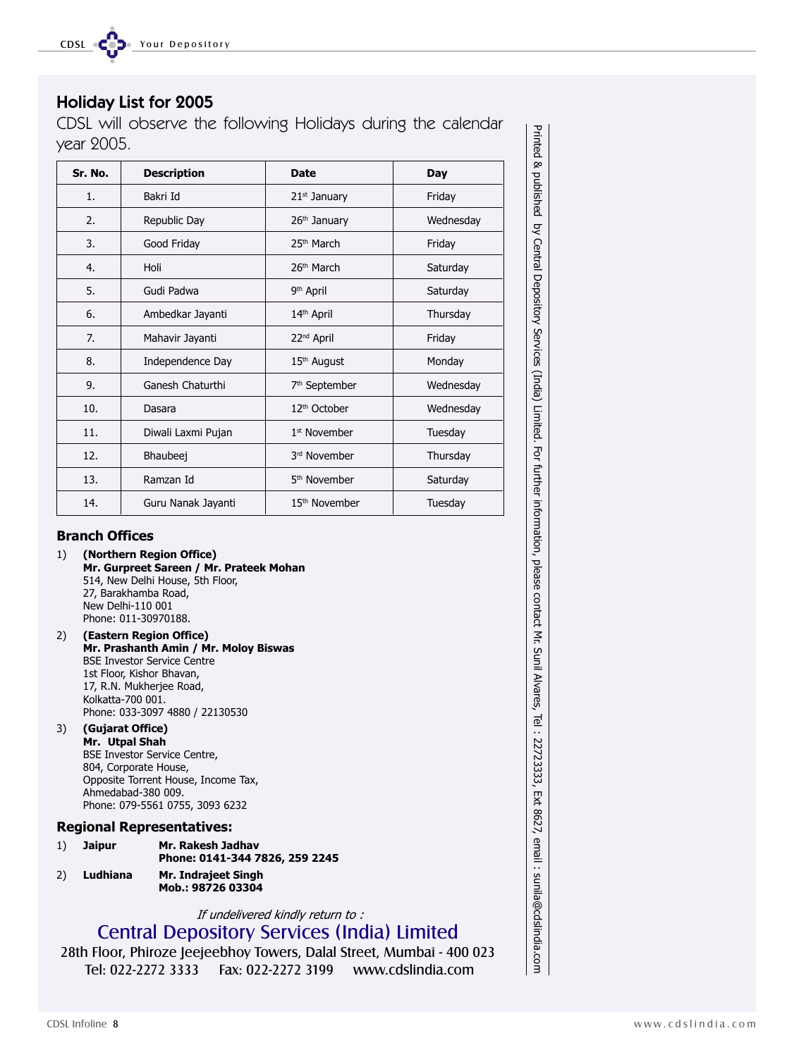## Holiday List for 2005

CDSL will observe the following Holidays during the calendar year 2005.

| Sr. No. | Description | Date | Day |
|---|---|---|---|
| 1. | Bakri Id | 21st January | Friday |
| 2. | Republic Day | 26th January | Wednesday |
| 3. | Good Friday | 25th March | Friday |
| 4. | Holi | 26th March | Saturday |
| 5. | Gudi Padwa | 9th April | Saturday |
| 6. | Ambedkar Jayanti | 14th April | Thursday |
| 7. | Mahavir Jayanti | 22nd April | Friday |
| 8. | Independence Day | 15th August | Monday |
| 9. | Ganesh Chaturthi | 7th September | Wednesday |
| 10. | Dasara | 12th October | Wednesday |
| 11. | Diwali Laxmi Pujan | 1st November | Tuesday |
| 12. | Bhaubeej | 3rd November | Thursday |
| 13. | Ramzan Id | 5th November | Saturday |
| 14. | Guru Nanak Jayanti | 15th November | Tuesday |

### Branch Offices

1) **(Northern Region Office)**
   **Mr. Gurpreet Sareen / Mr. Prateek Mohan**
   514, New Delhi House, 5th Floor,
   27, Barakhamba Road,
   New Delhi-110 001
   Phone: 011-30970188.

2) **(Eastern Region Office)**
   **Mr. Prashanth Amin / Mr. Moloy Biswas**
   BSE Investor Service Centre
   1st Floor, Kishor Bhavan,
   17, R.N. Mukherjee Road,
   Kolkatta-700 001.
   Phone: 033-3097 4880 / 22130530

3) **(Gujarat Office)**
   **Mr. Utpal Shah**
   BSE Investor Service Centre,
   804, Corporate House,
   Opposite Torrent House, Income Tax,
   Ahmedabad-380 009.
   Phone: 079-5561 0755, 3093 6232

### Regional Representatives:

1) **Jaipur** — **Mr. Rakesh Jadhav**
   **Phone: 0141-344 7826, 259 2245**

2) **Ludhiana** — **Mr. Indrajeet Singh**
   **Mob.: 98726 03304**

*If undelivered kindly return to :*

## Central Depository Services (India) Limited

28th Floor, Phiroze Jeejeebhoy Towers, Dalal Street, Mumbai - 400 023
Tel: 022-2272 3333 Fax: 022-2272 3199 www.cdslindia.com

Printed & published by Central Depository Services (India) Limited. For further information, please contact Mr. Sunil Alvares, Tel : 22723333, Ext 8627, email : sunila@cdslindia.com